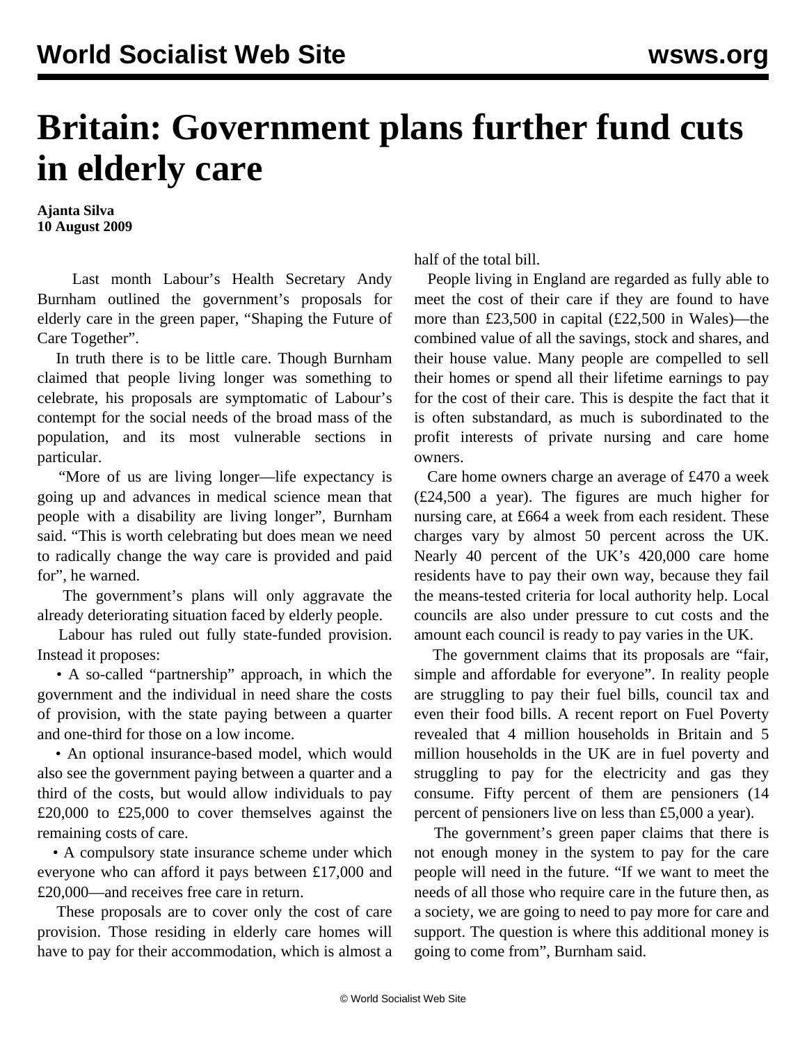# Britain: Government plans further fund cuts in elderly care

**Ajanta Silva**
**10 August 2009**

Last month Labour's Health Secretary Andy Burnham outlined the government's proposals for elderly care in the green paper, "Shaping the Future of Care Together".

In truth there is to be little care. Though Burnham claimed that people living longer was something to celebrate, his proposals are symptomatic of Labour's contempt for the social needs of the broad mass of the population, and its most vulnerable sections in particular.

"More of us are living longer—life expectancy is going up and advances in medical science mean that people with a disability are living longer", Burnham said. "This is worth celebrating but does mean we need to radically change the way care is provided and paid for", he warned.

The government's plans will only aggravate the already deteriorating situation faced by elderly people.

Labour has ruled out fully state-funded provision. Instead it proposes:

• A so-called "partnership" approach, in which the government and the individual in need share the costs of provision, with the state paying between a quarter and one-third for those on a low income.

• An optional insurance-based model, which would also see the government paying between a quarter and a third of the costs, but would allow individuals to pay £20,000 to £25,000 to cover themselves against the remaining costs of care.

• A compulsory state insurance scheme under which everyone who can afford it pays between £17,000 and £20,000—and receives free care in return.

These proposals are to cover only the cost of care provision. Those residing in elderly care homes will have to pay for their accommodation, which is almost a half of the total bill.

People living in England are regarded as fully able to meet the cost of their care if they are found to have more than £23,500 in capital (£22,500 in Wales)—the combined value of all the savings, stock and shares, and their house value. Many people are compelled to sell their homes or spend all their lifetime earnings to pay for the cost of their care. This is despite the fact that it is often substandard, as much is subordinated to the profit interests of private nursing and care home owners.

Care home owners charge an average of £470 a week (£24,500 a year). The figures are much higher for nursing care, at £664 a week from each resident. These charges vary by almost 50 percent across the UK. Nearly 40 percent of the UK's 420,000 care home residents have to pay their own way, because they fail the means-tested criteria for local authority help. Local councils are also under pressure to cut costs and the amount each council is ready to pay varies in the UK.

The government claims that its proposals are "fair, simple and affordable for everyone". In reality people are struggling to pay their fuel bills, council tax and even their food bills. A recent report on Fuel Poverty revealed that 4 million households in Britain and 5 million households in the UK are in fuel poverty and struggling to pay for the electricity and gas they consume. Fifty percent of them are pensioners (14 percent of pensioners live on less than £5,000 a year).

The government's green paper claims that there is not enough money in the system to pay for the care people will need in the future. "If we want to meet the needs of all those who require care in the future then, as a society, we are going to need to pay more for care and support. The question is where this additional money is going to come from", Burnham said.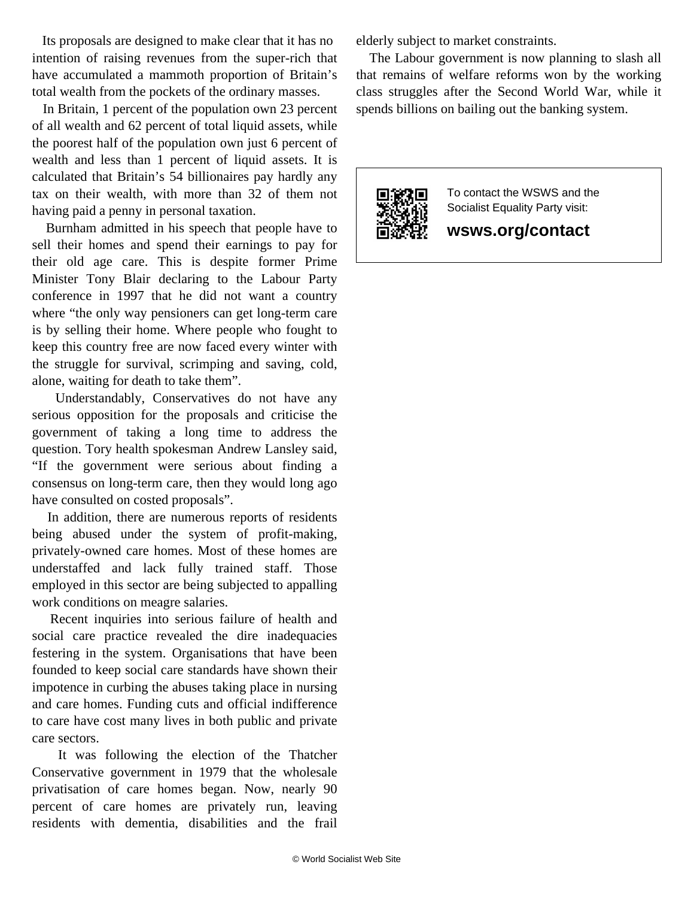Its proposals are designed to make clear that it has no intention of raising revenues from the super-rich that have accumulated a mammoth proportion of Britain's total wealth from the pockets of the ordinary masses.

In Britain, 1 percent of the population own 23 percent of all wealth and 62 percent of total liquid assets, while the poorest half of the population own just 6 percent of wealth and less than 1 percent of liquid assets. It is calculated that Britain's 54 billionaires pay hardly any tax on their wealth, with more than 32 of them not having paid a penny in personal taxation.

Burnham admitted in his speech that people have to sell their homes and spend their earnings to pay for their old age care. This is despite former Prime Minister Tony Blair declaring to the Labour Party conference in 1997 that he did not want a country where "the only way pensioners can get long-term care is by selling their home. Where people who fought to keep this country free are now faced every winter with the struggle for survival, scrimping and saving, cold, alone, waiting for death to take them".

Understandably, Conservatives do not have any serious opposition for the proposals and criticise the government of taking a long time to address the question. Tory health spokesman Andrew Lansley said, "If the government were serious about finding a consensus on long-term care, then they would long ago have consulted on costed proposals".

In addition, there are numerous reports of residents being abused under the system of profit-making, privately-owned care homes. Most of these homes are understaffed and lack fully trained staff. Those employed in this sector are being subjected to appalling work conditions on meagre salaries.

Recent inquiries into serious failure of health and social care practice revealed the dire inadequacies festering in the system. Organisations that have been founded to keep social care standards have shown their impotence in curbing the abuses taking place in nursing and care homes. Funding cuts and official indifference to care have cost many lives in both public and private care sectors.

It was following the election of the Thatcher Conservative government in 1979 that the wholesale privatisation of care homes began. Now, nearly 90 percent of care homes are privately run, leaving residents with dementia, disabilities and the frail elderly subject to market constraints.

The Labour government is now planning to slash all that remains of welfare reforms won by the working class struggles after the Second World War, while it spends billions on bailing out the banking system.

To contact the WSWS and the Socialist Equality Party visit:

**wsws.org/contact**